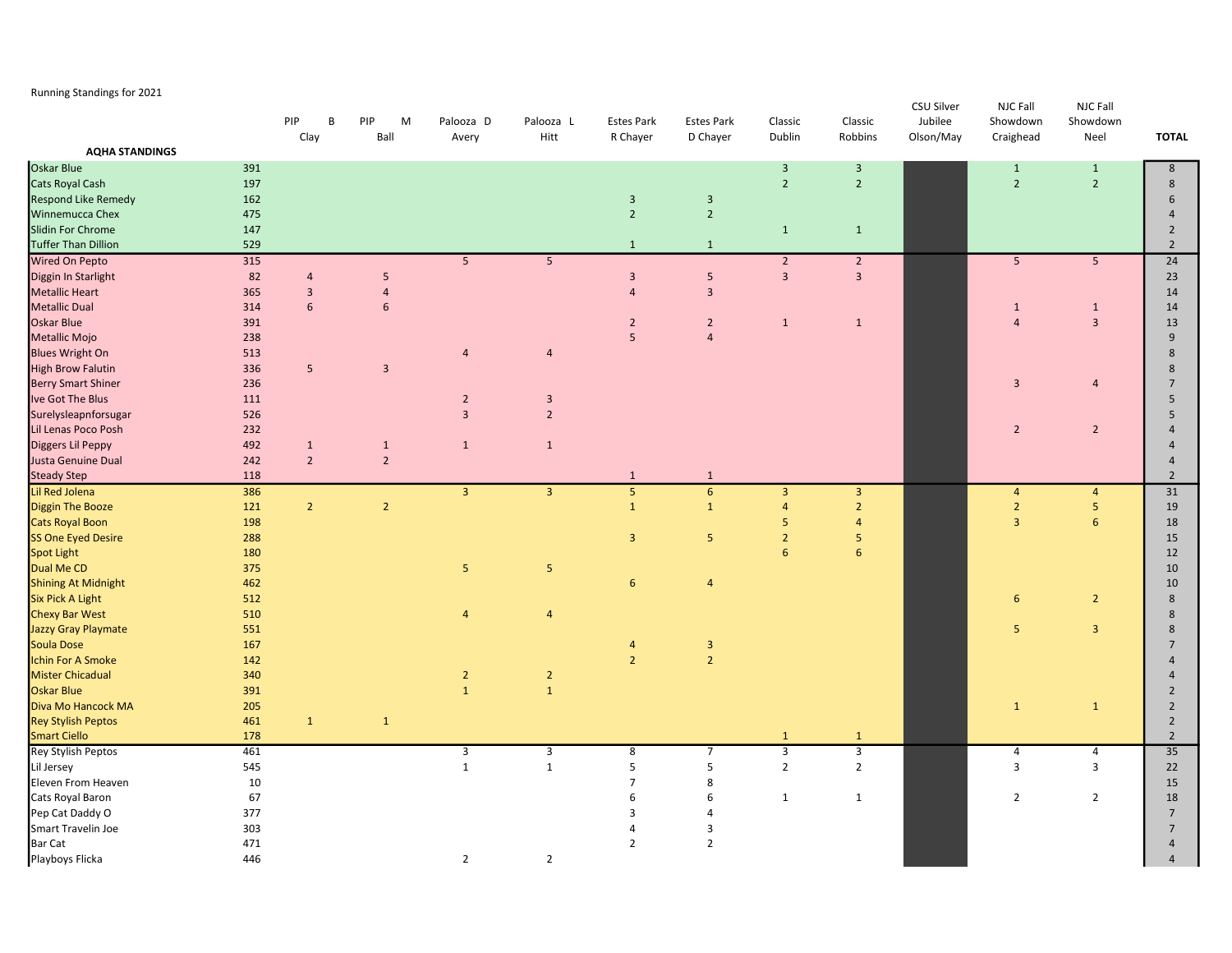Running Standings for 2021

| AQHA STANDINGS | | PIP B Clay | PIP M Ball | Palooza D Avery | Palooza L Hitt | Estes Park R Chayer | Estes Park D Chayer | Classic Dublin | Classic Robbins | CSU Silver Jubilee Olson/May | NJC Fall Showdown Craighead | NJC Fall Showdown Neel | TOTAL |
|---|---|---|---|---|---|---|---|---|---|---|---|---|---|
| Oskar Blue | 391 | | | | | | | 3 | 3 | | 1 | 1 | 8 |
| Cats Royal Cash | 197 | | | | | | | 2 | 2 | | 2 | 2 | 8 |
| Respond Like Remedy | 162 | | | | | 3 | 3 | | | | | | 6 |
| Winnemucca Chex | 475 | | | | | 2 | 2 | | | | | | 4 |
| Slidin For Chrome | 147 | | | | | | | 1 | 1 | | | | 2 |
| Tuffer Than Dillion | 529 | | | | | 1 | 1 | | | | | | 2 |
| Wired On Pepto | 315 | | | 5 | 5 | | | 2 | 2 | | 5 | 5 | 24 |
| Diggin In Starlight | 82 | 4 | 5 | | | 3 | 5 | 3 | 3 | | | | 23 |
| Metallic Heart | 365 | 3 | 4 | | | 4 | 3 | | | | | | 14 |
| Metallic Dual | 314 | 6 | 6 | | | | | | | | 1 | 1 | 14 |
| Oskar Blue | 391 | | | | | 2 | 2 | 1 | 1 | | 4 | 3 | 13 |
| Metallic Mojo | 238 | | | | | 5 | 4 | | | | | | 9 |
| Blues Wright On | 513 | | | 4 | 4 | | | | | | | | 8 |
| High Brow Falutin | 336 | 5 | 3 | | | | | | | | | | 8 |
| Berry Smart Shiner | 236 | | | | | | | | | | 3 | 4 | 7 |
| Ive Got The Blus | 111 | | | 2 | 3 | | | | | | | | 5 |
| Surelysleapnforsugar | 526 | | | 3 | 2 | | | | | | | | 5 |
| Lil Lenas Poco Posh | 232 | | | | | | | | | | 2 | 2 | 4 |
| Diggers Lil Peppy | 492 | 1 | 1 | 1 | 1 | | | | | | | | 4 |
| Justa Genuine Dual | 242 | 2 | 2 | | | | | | | | | | 4 |
| Steady Step | 118 | | | | | 1 | 1 | | | | | | 2 |
| Lil Red Jolena | 386 | | | 3 | 3 | 5 | 6 | 3 | 3 | | 4 | 4 | 31 |
| Diggin The Booze | 121 | 2 | 2 | | | 1 | 1 | 4 | 2 | | 2 | 5 | 19 |
| Cats Royal Boon | 198 | | | | | | | 5 | 4 | | 3 | 6 | 18 |
| SS One Eyed Desire | 288 | | | | | 3 | 5 | 2 | 5 | | | | 15 |
| Spot Light | 180 | | | | | | | 6 | 6 | | | | 12 |
| Dual Me CD | 375 | | | 5 | 5 | | | | | | | | 10 |
| Shining At Midnight | 462 | | | | | 6 | 4 | | | | | | 10 |
| Six Pick A Light | 512 | | | | | | | | | | 6 | 2 | 8 |
| Chexy Bar West | 510 | | | 4 | 4 | | | | | | | | 8 |
| Jazzy Gray Playmate | 551 | | | | | | | | | | 5 | 3 | 8 |
| Soula Dose | 167 | | | | | 4 | 3 | | | | | | 7 |
| Ichin For A Smoke | 142 | | | | | 2 | 2 | | | | | | 4 |
| Mister Chicadual | 340 | | | 2 | 2 | | | | | | | | 4 |
| Oskar Blue | 391 | | | 1 | 1 | | | | | | | | 2 |
| Diva Mo Hancock MA | 205 | | | | | | | | | | 1 | 1 | 2 |
| Rey Stylish Peptos | 461 | 1 | 1 | | | | | | | | | | 2 |
| Smart Ciello | 178 | | | | | | | 1 | 1 | | | | 2 |
| Rey Stylish Peptos | 461 | | | 3 | 3 | 8 | 7 | 3 | 3 | | 4 | 4 | 35 |
| Lil Jersey | 545 | | | 1 | 1 | 5 | 5 | 2 | 2 | | 3 | 3 | 22 |
| Eleven From Heaven | 10 | | | | | 7 | 8 | | | | | | 15 |
| Cats Royal Baron | 67 | | | | | 6 | 6 | 1 | 1 | | 2 | 2 | 18 |
| Pep Cat Daddy O | 377 | | | | | 3 | 4 | | | | | | 7 |
| Smart Travelin Joe | 303 | | | | | 4 | 3 | | | | | | 7 |
| Bar Cat | 471 | | | | | 2 | 2 | | | | | | 4 |
| Playboys Flicka | 446 | | | 2 | 2 | | | | | | | | 4 |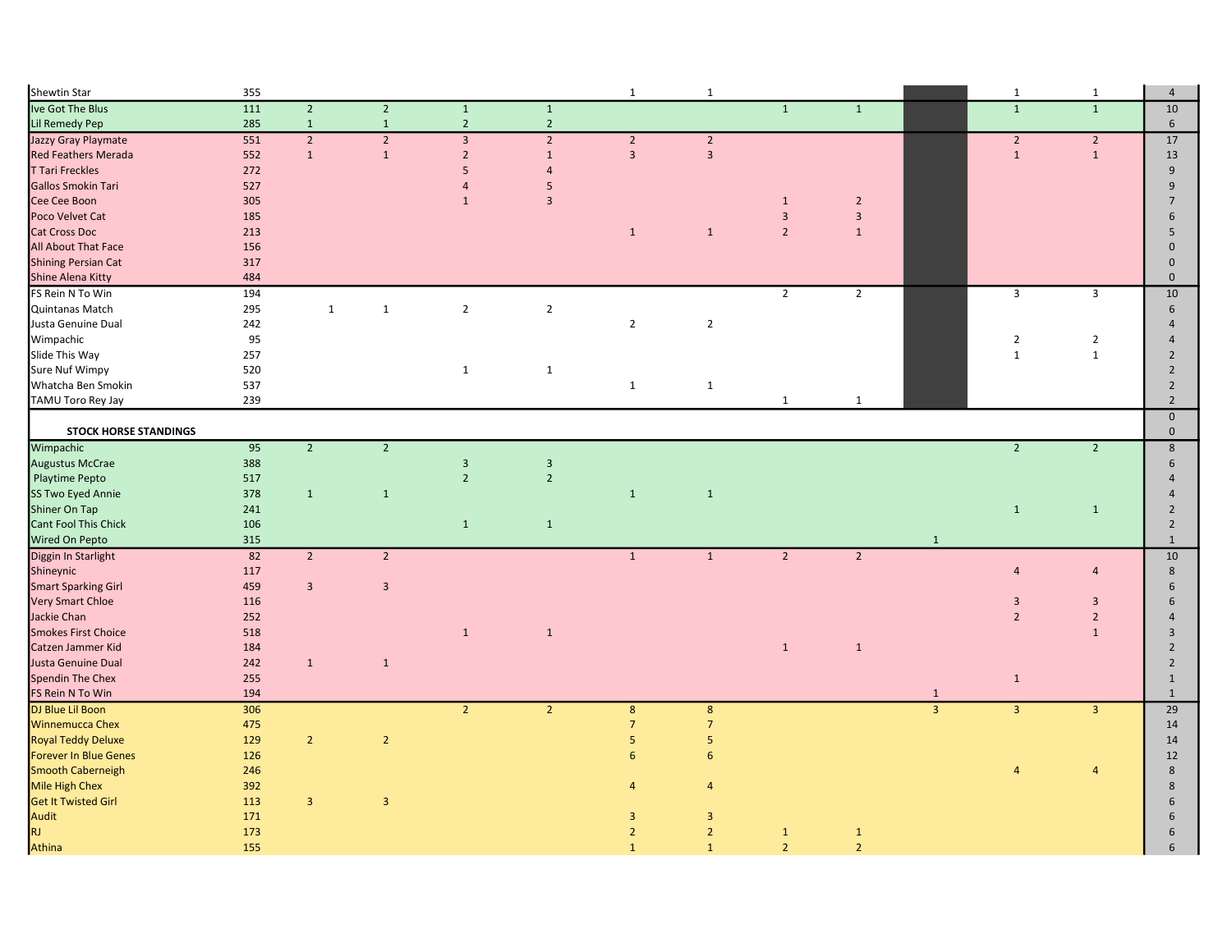| | | | | | | | | | | | | | |
|---|---|---|---|---|---|---|---|---|---|---|---|---|---|
| Shewtin Star | 355 | | | | | 1 | 1 | | | | 1 | 1 | 4 |
| Ive Got The Blus | 111 | 2 | 2 | 1 | 1 | | | 1 | 1 | | 1 | 1 | 10 |
| Lil Remedy Pep | 285 | 1 | 1 | 2 | 2 | | | | | | | | 6 |
| Jazzy Gray Playmate | 551 | 2 | 2 | 3 | 2 | 2 | 2 | | | | 2 | 2 | 17 |
| Red Feathers Merada | 552 | 1 | 1 | 2 | 1 | 3 | 3 | | | | 1 | 1 | 13 |
| T Tari Freckles | 272 | | | 5 | 4 | | | | | | | | 9 |
| Gallos Smokin Tari | 527 | | | 4 | 5 | | | | | | | | 9 |
| Cee Cee Boon | 305 | | | 1 | 3 | | | 1 | 2 | | | | 7 |
| Poco Velvet Cat | 185 | | | | | | | 3 | 3 | | | | 6 |
| Cat Cross Doc | 213 | | | | | 1 | 1 | 2 | 1 | | | | 5 |
| All About That Face | 156 | | | | | | | | | | | | 0 |
| Shining Persian Cat | 317 | | | | | | | | | | | | 0 |
| Shine Alena Kitty | 484 | | | | | | | | | | | | 0 |
| FS Rein N To Win | 194 | | | | | | | 2 | 2 | | 3 | 3 | 10 |
| Quintanas Match | 295 | 1 | 1 | 2 | 2 | | | | | | | | 6 |
| Justa Genuine Dual | 242 | | | | | 2 | 2 | | | | | | 4 |
| Wimpachic | 95 | | | | | | | | | | 2 | 2 | 4 |
| Slide This Way | 257 | | | | | | | | | | 1 | 1 | 2 |
| Sure Nuf Wimpy | 520 | | | 1 | 1 | | | | | | | | 2 |
| Whatcha Ben Smokin | 537 | | | | | 1 | 1 | | | | | | 2 |
| TAMU Toro Rey Jay | 239 | | | | | | | 1 | 1 | | | | 2 |
| | | | | | | | | | | | | | 0 |
| **STOCK HORSE STANDINGS** | | | | | | | | | | | | | 0 |
| Wimpachic | 95 | 2 | 2 | | | | | | | | 2 | 2 | 8 |
| Augustus McCrae | 388 | | | 3 | 3 | | | | | | | | 6 |
| Playtime Pepto | 517 | | | 2 | 2 | | | | | | | | 4 |
| SS Two Eyed Annie | 378 | 1 | 1 | | | 1 | 1 | | | | | | 4 |
| Shiner On Tap | 241 | | | | | | | | | | 1 | 1 | 2 |
| Cant Fool This Chick | 106 | | | 1 | 1 | | | | | | | | 2 |
| Wired On Pepto | 315 | | | | | | | | | 1 | | | 1 |
| Diggin In Starlight | 82 | 2 | 2 | | | 1 | 1 | 2 | 2 | | | | 10 |
| Shineynic | 117 | | | | | | | | | | 4 | 4 | 8 |
| Smart Sparking Girl | 459 | 3 | 3 | | | | | | | | | | 6 |
| Very Smart Chloe | 116 | | | | | | | | | | 3 | 3 | 6 |
| Jackie Chan | 252 | | | | | | | | | | 2 | 2 | 4 |
| Smokes First Choice | 518 | | | 1 | 1 | | | | | | | 1 | 3 |
| Catzen Jammer Kid | 184 | | | | | | | 1 | 1 | | | | 2 |
| Justa Genuine Dual | 242 | 1 | 1 | | | | | | | | | | 2 |
| Spendin The Chex | 255 | | | | | | | | | | 1 | | 1 |
| FS Rein N To Win | 194 | | | | | | | | | 1 | | | 1 |
| DJ Blue Lil Boon | 306 | | | 2 | 2 | 8 | 8 | | | 3 | 3 | 3 | 29 |
| Winnemucca Chex | 475 | | | | | 7 | 7 | | | | | | 14 |
| Royal Teddy Deluxe | 129 | 2 | 2 | | | 5 | 5 | | | | | | 14 |
| Forever In Blue Genes | 126 | | | | | 6 | 6 | | | | | | 12 |
| Smooth Caberneigh | 246 | | | | | | | | | | 4 | 4 | 8 |
| Mile High Chex | 392 | | | | | 4 | 4 | | | | | | 8 |
| Get It Twisted Girl | 113 | 3 | 3 | | | | | | | | | | 6 |
| Audit | 171 | | | | | 3 | 3 | | | | | | 6 |
| RJ | 173 | | | | | 2 | 2 | 1 | 1 | | | | 6 |
| Athina | 155 | | | | | 1 | 1 | 2 | 2 | | | | 6 |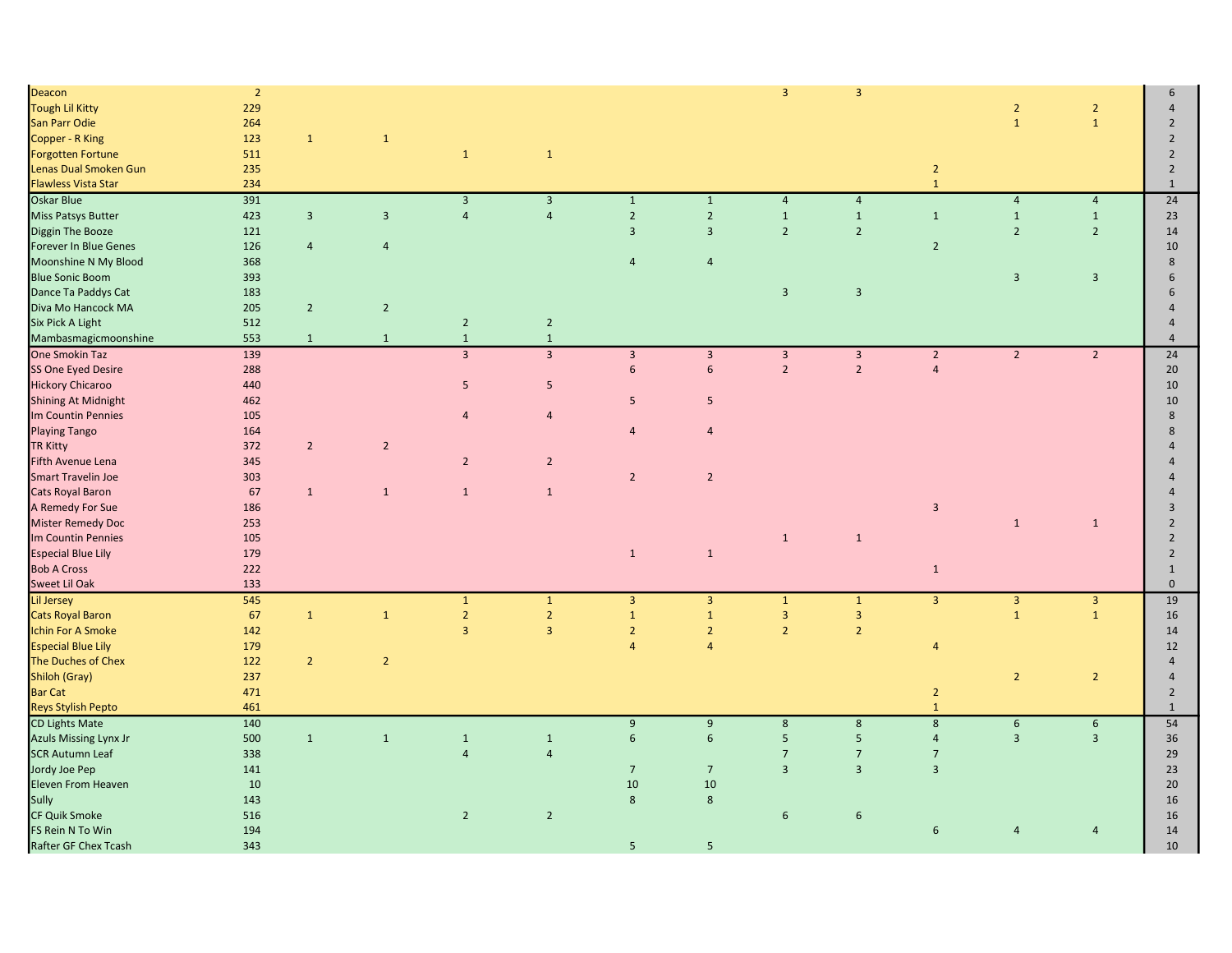| | | | | | | | | | | | | | |
|---|---|---|---|---|---|---|---|---|---|---|---|---|---|
| Deacon | 2 | | | | | | | 3 | 3 | | | | 6 |
| Tough Lil Kitty | 229 | | | | | | | | | | 2 | 2 | 4 |
| San Parr Odie | 264 | | | | | | | | | | 1 | 1 | 2 |
| Copper - R King | 123 | 1 | 1 | | | | | | | | | | 2 |
| Forgotten Fortune | 511 | | | 1 | 1 | | | | | | | | 2 |
| Lenas Dual Smoken Gun | 235 | | | | | | | | | 2 | | | 2 |
| Flawless Vista Star | 234 | | | | | | | | | 1 | | | 1 |
| Oskar Blue | 391 | | | 3 | 3 | 1 | 1 | 4 | 4 | | 4 | 4 | 24 |
| Miss Patsys Butter | 423 | 3 | 3 | 4 | 4 | 2 | 2 | 1 | 1 | 1 | 1 | 1 | 23 |
| Diggin The Booze | 121 | | | | | 3 | 3 | 2 | 2 | | 2 | 2 | 14 |
| Forever In Blue Genes | 126 | 4 | 4 | | | | | | | 2 | | | 10 |
| Moonshine N My Blood | 368 | | | | | 4 | 4 | | | | | | 8 |
| Blue Sonic Boom | 393 | | | | | | | | | | 3 | 3 | 6 |
| Dance Ta Paddys Cat | 183 | | | | | | | 3 | 3 | | | | 6 |
| Diva Mo Hancock MA | 205 | 2 | 2 | | | | | | | | | | 4 |
| Six Pick A Light | 512 | | | 2 | 2 | | | | | | | | 4 |
| Mambasmagicmoonshine | 553 | 1 | 1 | 1 | 1 | | | | | | | | 4 |
| One Smokin Taz | 139 | | | 3 | 3 | 3 | 3 | 3 | 3 | 2 | 2 | 2 | 24 |
| SS One Eyed Desire | 288 | | | | | 6 | 6 | 2 | 2 | 4 | | | 20 |
| Hickory Chicaroo | 440 | | | 5 | 5 | | | | | | | | 10 |
| Shining At Midnight | 462 | | | | | 5 | 5 | | | | | | 10 |
| Im Countin Pennies | 105 | | | 4 | 4 | | | | | | | | 8 |
| Playing Tango | 164 | | | | | 4 | 4 | | | | | | 8 |
| TR Kitty | 372 | 2 | 2 | | | | | | | | | | 4 |
| Fifth Avenue Lena | 345 | | | 2 | 2 | | | | | | | | 4 |
| Smart Travelin Joe | 303 | | | | | 2 | 2 | | | | | | 4 |
| Cats Royal Baron | 67 | 1 | 1 | 1 | 1 | | | | | | | | 4 |
| A Remedy For Sue | 186 | | | | | | | | | 3 | | | 3 |
| Mister Remedy Doc | 253 | | | | | | | | | | 1 | 1 | 2 |
| Im Countin Pennies | 105 | | | | | | | 1 | 1 | | | | 2 |
| Especial Blue Lily | 179 | | | | | 1 | 1 | | | | | | 2 |
| Bob A Cross | 222 | | | | | | | | | 1 | | | 1 |
| Sweet Lil Oak | 133 | | | | | | | | | | | | 0 |
| Lil Jersey | 545 | | | 1 | 1 | 3 | 3 | 1 | 1 | 3 | 3 | 3 | 19 |
| Cats Royal Baron | 67 | 1 | 1 | 2 | 2 | 1 | 1 | 3 | 3 | | 1 | 1 | 16 |
| Ichin For A Smoke | 142 | | | 3 | 3 | 2 | 2 | 2 | 2 | | | | 14 |
| Especial Blue Lily | 179 | | | | | 4 | 4 | | | 4 | | | 12 |
| The Duches of Chex | 122 | 2 | 2 | | | | | | | | | | 4 |
| Shiloh (Gray) | 237 | | | | | | | | | | 2 | 2 | 4 |
| Bar Cat | 471 | | | | | | | | | 2 | | | 2 |
| Reys Stylish Pepto | 461 | | | | | | | | | 1 | | | 1 |
| CD Lights Mate | 140 | | | | | 9 | 9 | 8 | 8 | 8 | 6 | 6 | 54 |
| Azuls Missing Lynx Jr | 500 | 1 | 1 | 1 | 1 | 6 | 6 | 5 | 5 | 4 | 3 | 3 | 36 |
| SCR Autumn Leaf | 338 | | | 4 | 4 | | | 7 | 7 | 7 | | | 29 |
| Jordy Joe Pep | 141 | | | | | 7 | 7 | 3 | 3 | 3 | | | 23 |
| Eleven From Heaven | 10 | | | | | 10 | 10 | | | | | | 20 |
| Sully | 143 | | | | | 8 | 8 | | | | | | 16 |
| CF Quik Smoke | 516 | | | 2 | 2 | | | 6 | 6 | | | | 16 |
| FS Rein N To Win | 194 | | | | | | | | | 6 | 4 | 4 | 14 |
| Rafter GF Chex Tcash | 343 | | | | | 5 | 5 | | | | | | 10 |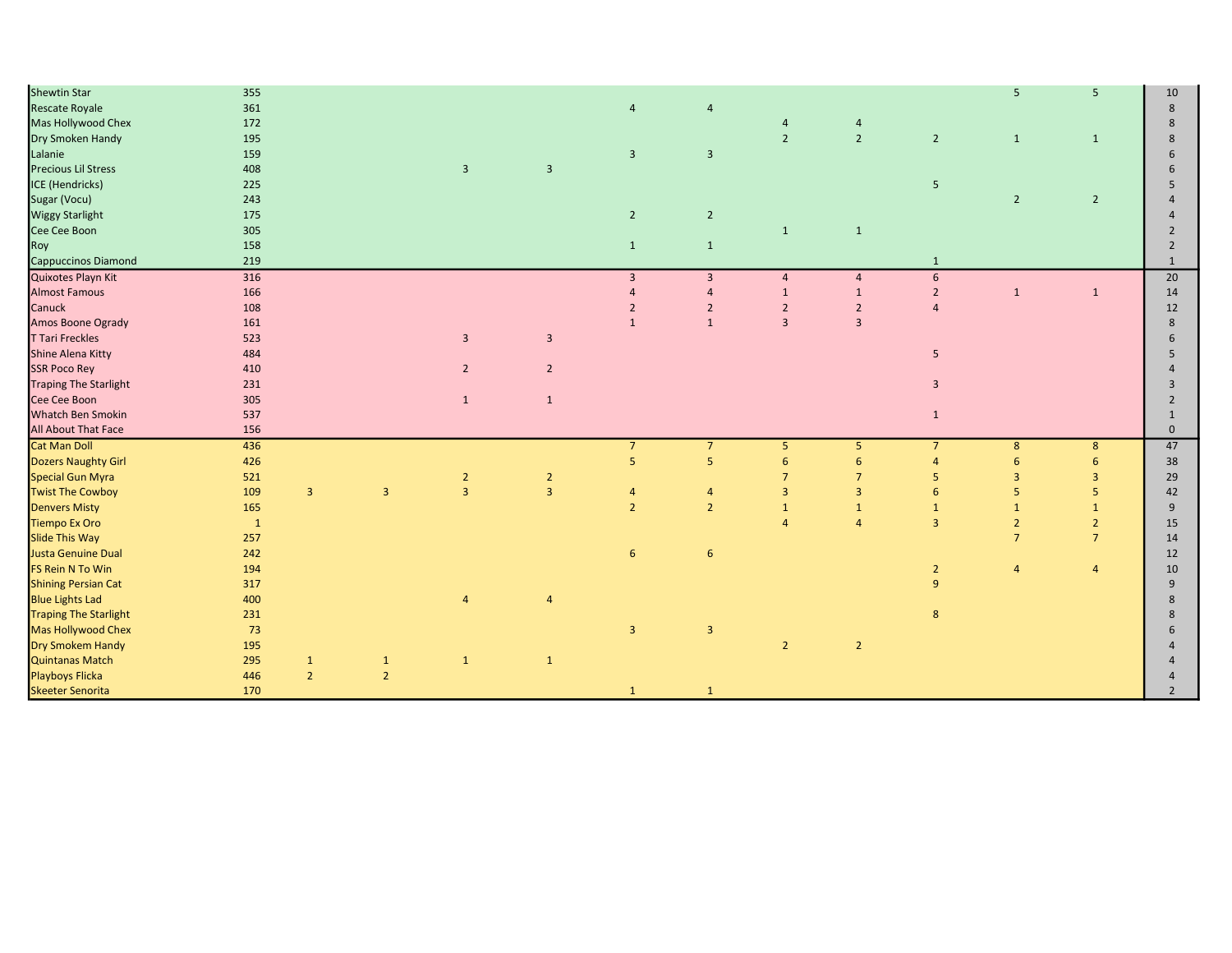| | | | | | | | | | | | | | |
|---|---|---|---|---|---|---|---|---|---|---|---|---|---|
| Shewtin Star | 355 | | | | | | | | | | 5 | 5 | 10 |
| Rescate Royale | 361 | | | | | 4 | 4 | | | | | | 8 |
| Mas Hollywood Chex | 172 | | | | | | | 4 | 4 | | | | 8 |
| Dry Smoken Handy | 195 | | | | | | | 2 | 2 | 2 | 1 | 1 | 8 |
| Lalanie | 159 | | | | | 3 | 3 | | | | | | 6 |
| Precious Lil Stress | 408 | | | 3 | 3 | | | | | | | | 6 |
| ICE (Hendricks) | 225 | | | | | | | | | 5 | | | 5 |
| Sugar (Vocu) | 243 | | | | | | | | | | 2 | 2 | 4 |
| Wiggy Starlight | 175 | | | | | 2 | 2 | | | | | | 4 |
| Cee Cee Boon | 305 | | | | | | | 1 | 1 | | | | 2 |
| Roy | 158 | | | | | 1 | 1 | | | | | | 2 |
| Cappuccinos Diamond | 219 | | | | | | | | | 1 | | | 1 |
| Quixotes Playn Kit | 316 | | | | | 3 | 3 | 4 | 4 | 6 | | | 20 |
| Almost Famous | 166 | | | | | 4 | 4 | 1 | 1 | 2 | 1 | 1 | 14 |
| Canuck | 108 | | | | | 2 | 2 | 2 | 2 | 4 | | | 12 |
| Amos Boone Ogrady | 161 | | | | | 1 | 1 | 3 | 3 | | | | 8 |
| T Tari Freckles | 523 | | | 3 | 3 | | | | | | | | 6 |
| Shine Alena Kitty | 484 | | | | | | | | | 5 | | | 5 |
| SSR Poco Rey | 410 | | | 2 | 2 | | | | | | | | 4 |
| Traping The Starlight | 231 | | | | | | | | | 3 | | | 3 |
| Cee Cee Boon | 305 | | | 1 | 1 | | | | | | | | 2 |
| Whatch Ben Smokin | 537 | | | | | | | | | 1 | | | 1 |
| All About That Face | 156 | | | | | | | | | | | | 0 |
| Cat Man Doll | 436 | | | | | 7 | 7 | 5 | 5 | 7 | 8 | 8 | 47 |
| Dozers Naughty Girl | 426 | | | | | 5 | 5 | 6 | 6 | 4 | 6 | 6 | 38 |
| Special Gun Myra | 521 | | | 2 | 2 | | | 7 | 7 | 5 | 3 | 3 | 29 |
| Twist The Cowboy | 109 | 3 | 3 | 3 | 3 | 4 | 4 | 3 | 3 | 6 | 5 | 5 | 42 |
| Denvers Misty | 165 | | | | | 2 | 2 | 1 | 1 | 1 | 1 | 1 | 9 |
| Tiempo Ex Oro | 1 | | | | | | | 4 | 4 | 3 | 2 | 2 | 15 |
| Slide This Way | 257 | | | | | | | | | | 7 | 7 | 14 |
| Justa Genuine Dual | 242 | | | | | 6 | 6 | | | | | | 12 |
| FS Rein N To Win | 194 | | | | | | | | | 2 | 4 | 4 | 10 |
| Shining Persian Cat | 317 | | | | | | | | | 9 | | | 9 |
| Blue Lights Lad | 400 | | | 4 | 4 | | | | | | | | 8 |
| Traping The Starlight | 231 | | | | | | | | | 8 | | | 8 |
| Mas Hollywood Chex | 73 | | | | | 3 | 3 | | | | | | 6 |
| Dry Smokem Handy | 195 | | | | | | | 2 | 2 | | | | 4 |
| Quintanas Match | 295 | 1 | 1 | 1 | 1 | | | | | | | | 4 |
| Playboys Flicka | 446 | 2 | 2 | | | | | | | | | | 4 |
| Skeeter Senorita | 170 | | | | | 1 | 1 | | | | | | 2 |